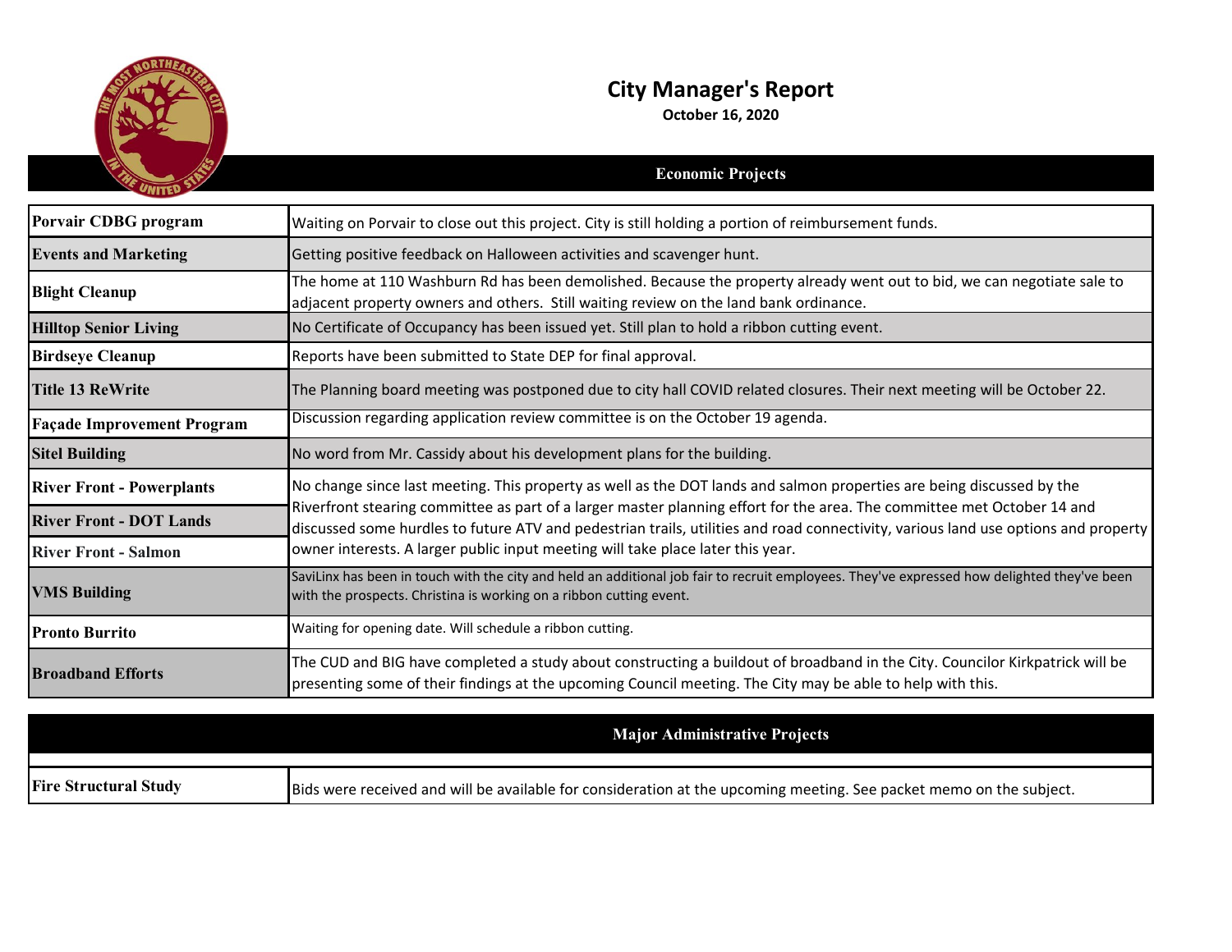# City Manager's Report

**October 16, 2020**

## Economic Projects

| Project | Status |
|---|---|
| **Porvair CDBG program** | Waiting on Porvair to close out this project. City is still holding a portion of reimbursement funds. |
| **Events and Marketing** | Getting positive feedback on Halloween activities and scavenger hunt. |
| **Blight Cleanup** | The home at 110 Washburn Rd has been demolished. Because the property already went out to bid, we can negotiate sale to adjacent property owners and others. Still waiting review on the land bank ordinance. |
| **Hilltop Senior Living** | No Certificate of Occupancy has been issued yet. Still plan to hold a ribbon cutting event. |
| **Birdseye Cleanup** | Reports have been submitted to State DEP for final approval. |
| **Title 13 ReWrite** | The Planning board meeting was postponed due to city hall COVID related closures. Their next meeting will be October 22. |
| **Façade Improvement Program** | Discussion regarding application review committee is on the October 19 agenda. |
| **Sitel Building** | No word from Mr. Cassidy about his development plans for the building. |
| **River Front - Powerplants** | No change since last meeting. This property as well as the DOT lands and salmon properties are being discussed by the Riverfront stearing committee as part of a larger master planning effort for the area. The committee met October 14 and discussed some hurdles to future ATV and pedestrian trails, utilities and road connectivity, various land use options and property owner interests. A larger public input meeting will take place later this year. |
| **River Front - DOT Lands** | |
| **River Front - Salmon** | |
| **VMS Building** | SaviLinx has been in touch with the city and held an additional job fair to recruit employees. They've expressed how delighted they've been with the prospects. Christina is working on a ribbon cutting event. |
| **Pronto Burrito** | Waiting for opening date. Will schedule a ribbon cutting. |
| **Broadband Efforts** | The CUD and BIG have completed a study about constructing a buildout of broadband in the City. Councilor Kirkpatrick will be presenting some of their findings at the upcoming Council meeting. The City may be able to help with this. |

## Major Administrative Projects

| Project | Status |
|---|---|
| **Fire Structural Study** | Bids were received and will be available for consideration at the upcoming meeting. See packet memo on the subject. |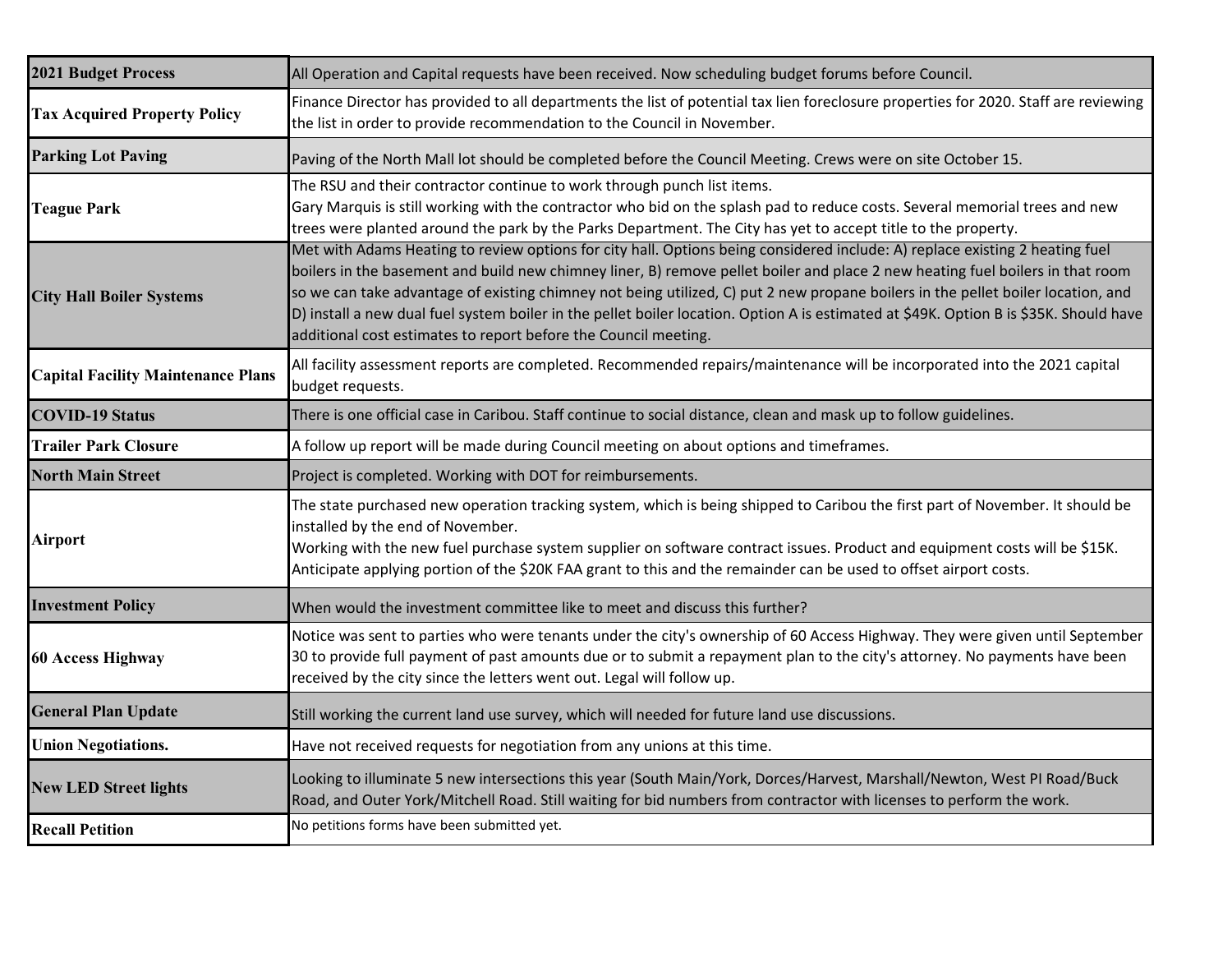| | |
|---|---|
| **2021 Budget Process** | All Operation and Capital requests have been received. Now scheduling budget forums before Council. |
| **Tax Acquired Property Policy** | Finance Director has provided to all departments the list of potential tax lien foreclosure properties for 2020. Staff are reviewing the list in order to provide recommendation to the Council in November. |
| **Parking Lot Paving** | Paving of the North Mall lot should be completed before the Council Meeting. Crews were on site October 15. |
| **Teague Park** | The RSU and their contractor continue to work through punch list items.<br>Gary Marquis is still working with the contractor who bid on the splash pad to reduce costs. Several memorial trees and new trees were planted around the park by the Parks Department. The City has yet to accept title to the property. |
| **City Hall Boiler Systems** | Met with Adams Heating to review options for city hall. Options being considered include: A) replace existing 2 heating fuel boilers in the basement and build new chimney liner, B) remove pellet boiler and place 2 new heating fuel boilers in that room so we can take advantage of existing chimney not being utilized, C) put 2 new propane boilers in the pellet boiler location, and D) install a new dual fuel system boiler in the pellet boiler location. Option A is estimated at $49K. Option B is $35K. Should have additional cost estimates to report before the Council meeting. |
| **Capital Facility Maintenance Plans** | All facility assessment reports are completed. Recommended repairs/maintenance will be incorporated into the 2021 capital budget requests. |
| **COVID-19 Status** | There is one official case in Caribou. Staff continue to social distance, clean and mask up to follow guidelines. |
| **Trailer Park Closure** | A follow up report will be made during Council meeting on about options and timeframes. |
| **North Main Street** | Project is completed. Working with DOT for reimbursements. |
| **Airport** | The state purchased new operation tracking system, which is being shipped to Caribou the first part of November. It should be installed by the end of November.<br>Working with the new fuel purchase system supplier on software contract issues. Product and equipment costs will be $15K. Anticipate applying portion of the $20K FAA grant to this and the remainder can be used to offset airport costs. |
| **Investment Policy** | When would the investment committee like to meet and discuss this further? |
| **60 Access Highway** | Notice was sent to parties who were tenants under the city's ownership of 60 Access Highway. They were given until September 30 to provide full payment of past amounts due or to submit a repayment plan to the city's attorney. No payments have been received by the city since the letters went out. Legal will follow up. |
| **General Plan Update** | Still working the current land use survey, which will needed for future land use discussions. |
| **Union Negotiations.** | Have not received requests for negotiation from any unions at this time. |
| **New LED Street lights** | Looking to illuminate 5 new intersections this year (South Main/York, Dorces/Harvest, Marshall/Newton, West PI Road/Buck Road, and Outer York/Mitchell Road. Still waiting for bid numbers from contractor with licenses to perform the work. |
| **Recall Petition** | No petitions forms have been submitted yet. |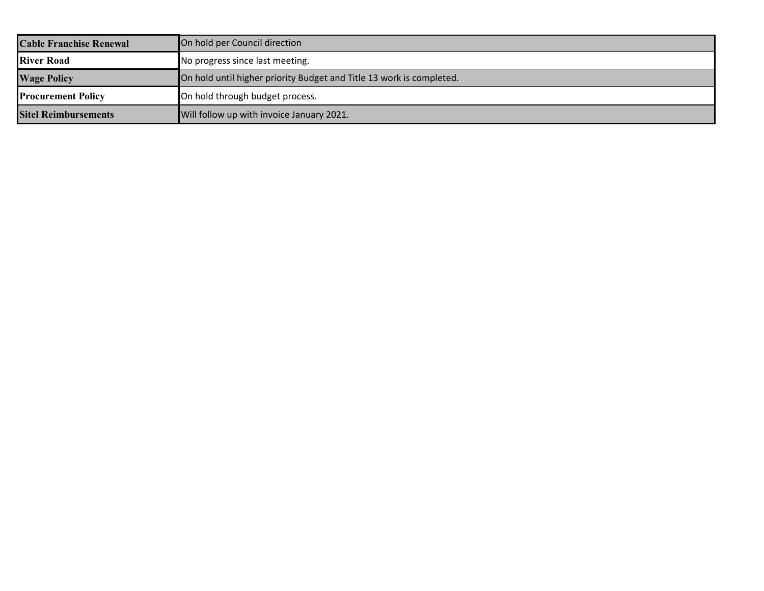| | |
|---|---|
| **Cable Franchise Renewal** | On hold per Council direction |
| **River Road** | No progress since last meeting. |
| **Wage Policy** | On hold until higher priority Budget and Title 13 work is completed. |
| **Procurement Policy** | On hold through budget process. |
| **Sitel Reimbursements** | Will follow up with invoice January 2021. |